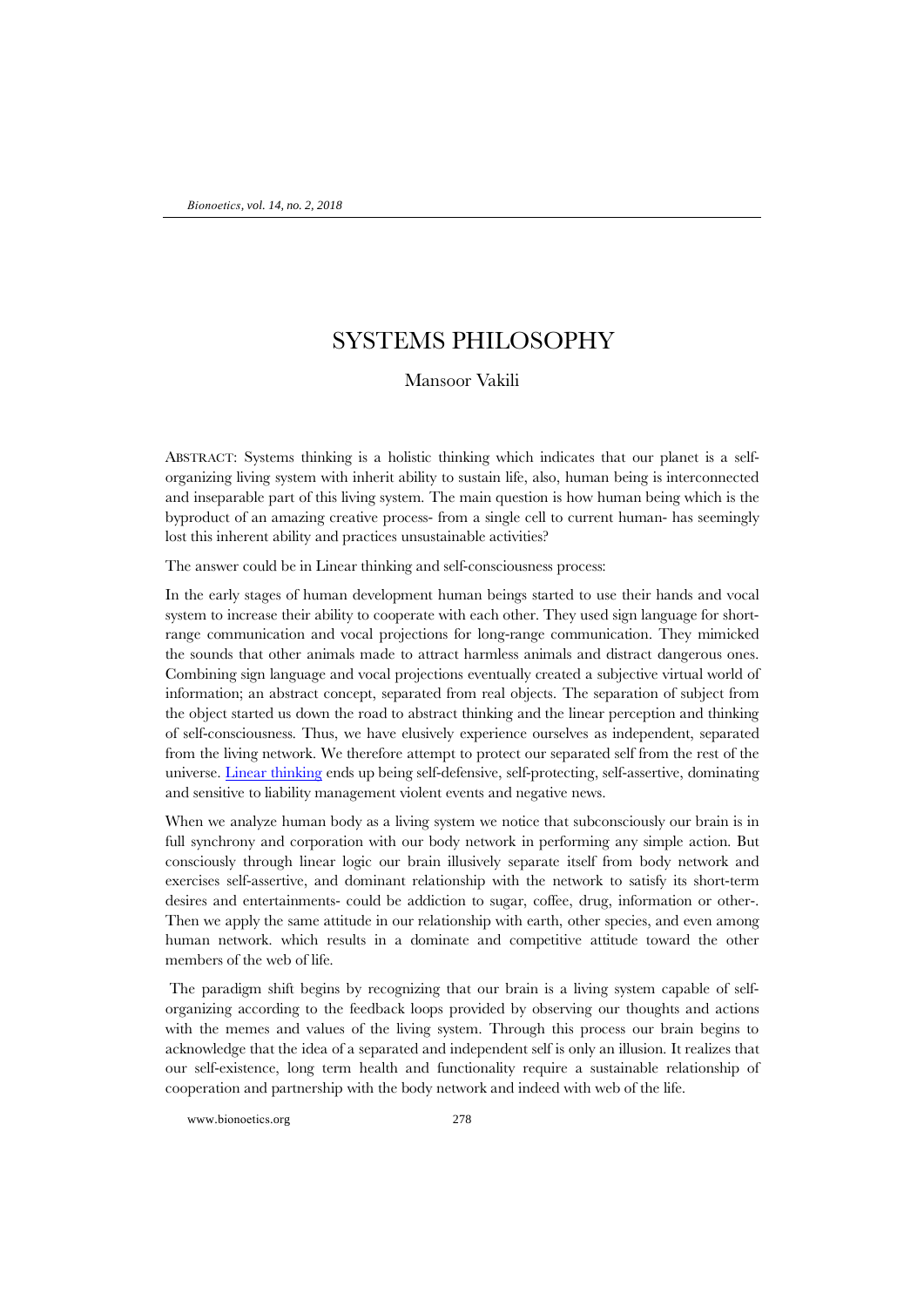# SYSTEMS PHILOSOPHY

Mansoor Vakili

ABSTRACT: Systems thinking is a holistic thinking which indicates that our planet is a self-organizing living system with inherit ability to sustain life, also, human being is interconnected and inseparable part of this living system. The main question is how human being which is the byproduct of an amazing creative process- from a single cell to current human- has seemingly lost this inherent ability and practices unsustainable activities?

The answer could be in Linear thinking and self-consciousness process:

In the early stages of human development human beings started to use their hands and vocal system to increase their ability to cooperate with each other. They used sign language for short-range communication and vocal projections for long-range communication. They mimicked the sounds that other animals made to attract harmless animals and distract dangerous ones. Combining sign language and vocal projections eventually created a subjective virtual world of information; an abstract concept, separated from real objects. The separation of subject from the object started us down the road to abstract thinking and the linear perception and thinking of self-consciousness. Thus, we have elusively experience ourselves as independent, separated from the living network. We therefore attempt to protect our separated self from the rest of the universe. [Linear thinking] ends up being self-defensive, self-protecting, self-assertive, dominating and sensitive to liability management violent events and negative news.

When we analyze human body as a living system we notice that subconsciously our brain is in full synchrony and corporation with our body network in performing any simple action. But consciously through linear logic our brain illusively separate itself from body network and exercises self-assertive, and dominant relationship with the network to satisfy its short-term desires and entertainments- could be addiction to sugar, coffee, drug, information or other-. Then we apply the same attitude in our relationship with earth, other species, and even among human network. which results in a dominate and competitive attitude toward the other members of the web of life.

The paradigm shift begins by recognizing that our brain is a living system capable of self-organizing according to the feedback loops provided by observing our thoughts and actions with the memes and values of the living system. Through this process our brain begins to acknowledge that the idea of a separated and independent self is only an illusion. It realizes that our self-existence, long term health and functionality require a sustainable relationship of cooperation and partnership with the body network and indeed with web of the life.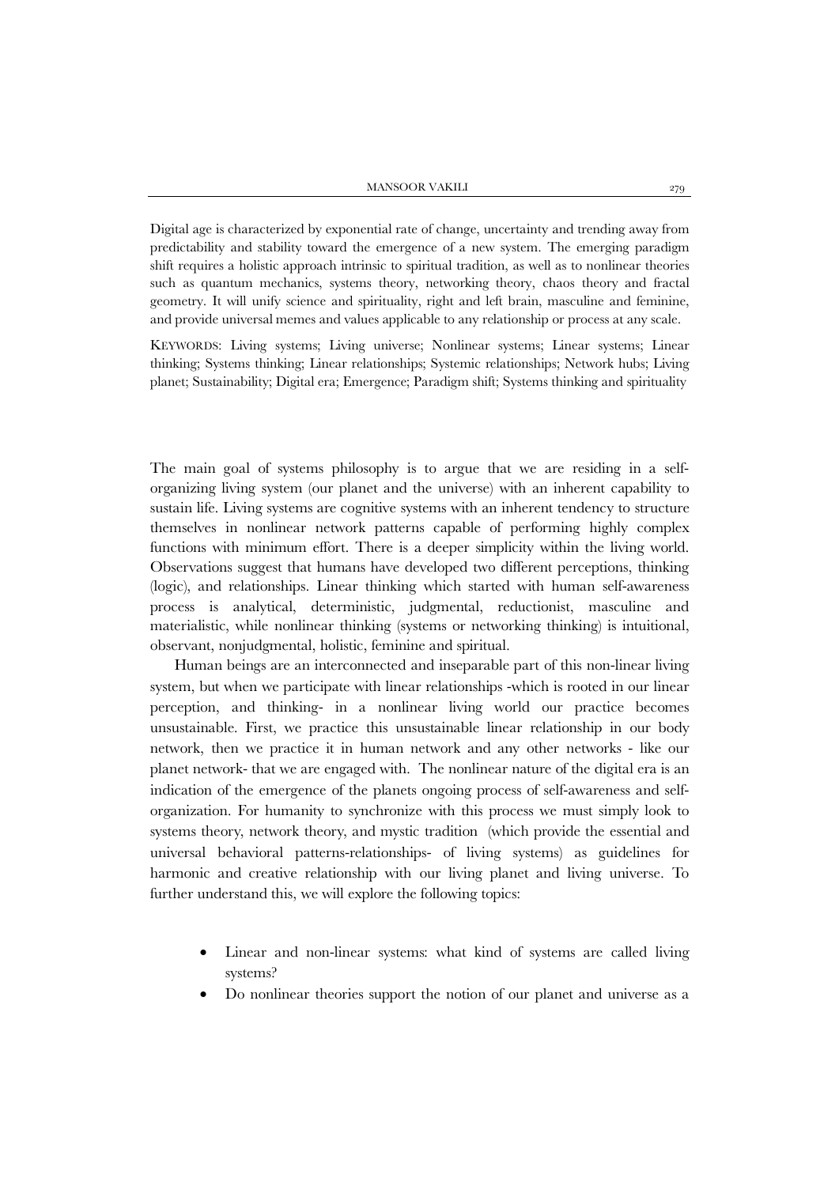Digital age is characterized by exponential rate of change, uncertainty and trending away from predictability and stability toward the emergence of a new system. The emerging paradigm shift requires a holistic approach intrinsic to spiritual tradition, as well as to nonlinear theories such as quantum mechanics, systems theory, networking theory, chaos theory and fractal geometry. It will unify science and spirituality, right and left brain, masculine and feminine, and provide universal memes and values applicable to any relationship or process at any scale.

KEYWORDS: Living systems; Living universe; Nonlinear systems; Linear systems; Linear thinking; Systems thinking; Linear relationships; Systemic relationships; Network hubs; Living planet; Sustainability; Digital era; Emergence; Paradigm shift; Systems thinking and spirituality

The main goal of systems philosophy is to argue that we are residing in a self-organizing living system (our planet and the universe) with an inherent capability to sustain life. Living systems are cognitive systems with an inherent tendency to structure themselves in nonlinear network patterns capable of performing highly complex functions with minimum effort. There is a deeper simplicity within the living world. Observations suggest that humans have developed two different perceptions, thinking (logic), and relationships. Linear thinking which started with human self-awareness process is analytical, deterministic, judgmental, reductionist, masculine and materialistic, while nonlinear thinking (systems or networking thinking) is intuitional, observant, nonjudgmental, holistic, feminine and spiritual.

Human beings are an interconnected and inseparable part of this non-linear living system, but when we participate with linear relationships -which is rooted in our linear perception, and thinking- in a nonlinear living world our practice becomes unsustainable. First, we practice this unsustainable linear relationship in our body network, then we practice it in human network and any other networks - like our planet network- that we are engaged with. The nonlinear nature of the digital era is an indication of the emergence of the planets ongoing process of self-awareness and self-organization. For humanity to synchronize with this process we must simply look to systems theory, network theory, and mystic tradition (which provide the essential and universal behavioral patterns-relationships- of living systems) as guidelines for harmonic and creative relationship with our living planet and living universe. To further understand this, we will explore the following topics:

- Linear and non-linear systems: what kind of systems are called living systems?
- Do nonlinear theories support the notion of our planet and universe as a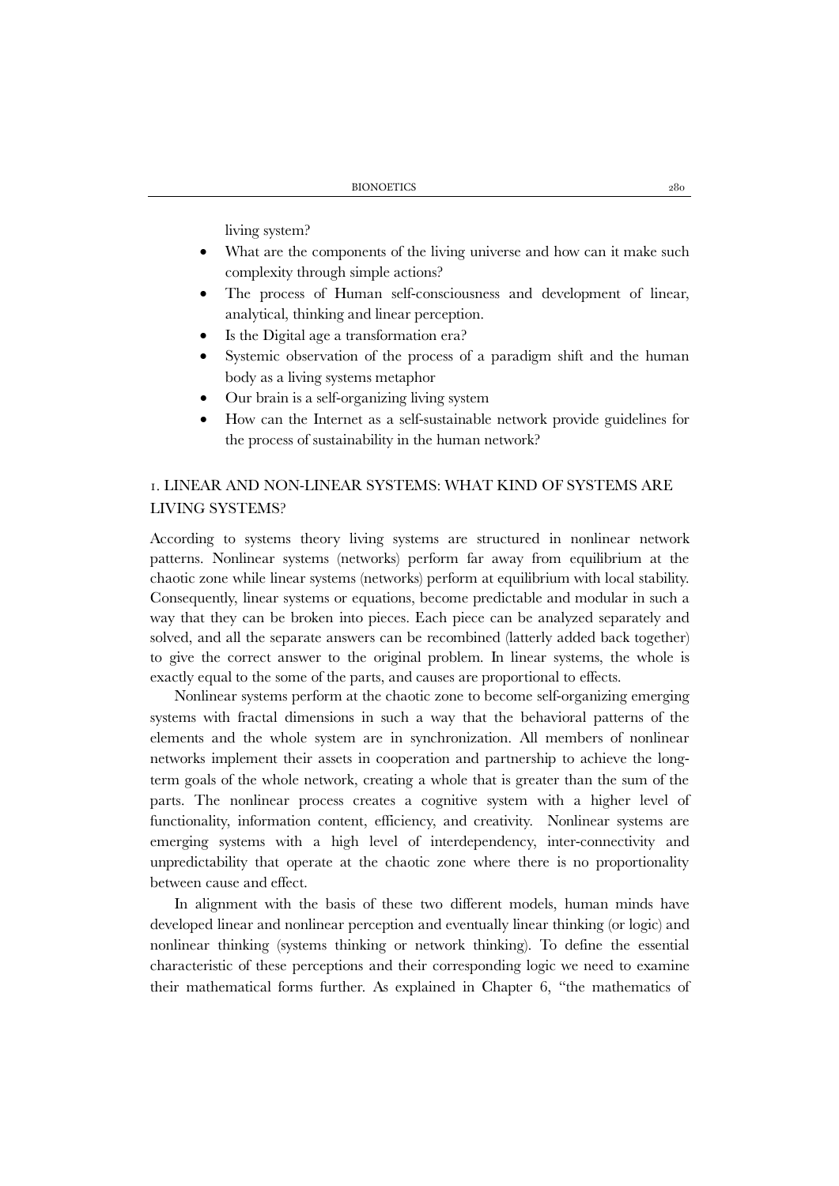living system?

- What are the components of the living universe and how can it make such complexity through simple actions?
- The process of Human self-consciousness and development of linear, analytical, thinking and linear perception.
- Is the Digital age a transformation era?
- Systemic observation of the process of a paradigm shift and the human body as a living systems metaphor
- Our brain is a self-organizing living system
- How can the Internet as a self-sustainable network provide guidelines for the process of sustainability in the human network?

## 1. LINEAR AND NON-LINEAR SYSTEMS: WHAT KIND OF SYSTEMS ARE LIVING SYSTEMS?

According to systems theory living systems are structured in nonlinear network patterns. Nonlinear systems (networks) perform far away from equilibrium at the chaotic zone while linear systems (networks) perform at equilibrium with local stability. Consequently, linear systems or equations, become predictable and modular in such a way that they can be broken into pieces. Each piece can be analyzed separately and solved, and all the separate answers can be recombined (latterly added back together) to give the correct answer to the original problem. In linear systems, the whole is exactly equal to the some of the parts, and causes are proportional to effects.

Nonlinear systems perform at the chaotic zone to become self-organizing emerging systems with fractal dimensions in such a way that the behavioral patterns of the elements and the whole system are in synchronization. All members of nonlinear networks implement their assets in cooperation and partnership to achieve the long-term goals of the whole network, creating a whole that is greater than the sum of the parts. The nonlinear process creates a cognitive system with a higher level of functionality, information content, efficiency, and creativity. Nonlinear systems are emerging systems with a high level of interdependency, inter-connectivity and unpredictability that operate at the chaotic zone where there is no proportionality between cause and effect.

In alignment with the basis of these two different models, human minds have developed linear and nonlinear perception and eventually linear thinking (or logic) and nonlinear thinking (systems thinking or network thinking). To define the essential characteristic of these perceptions and their corresponding logic we need to examine their mathematical forms further. As explained in Chapter 6, "the mathematics of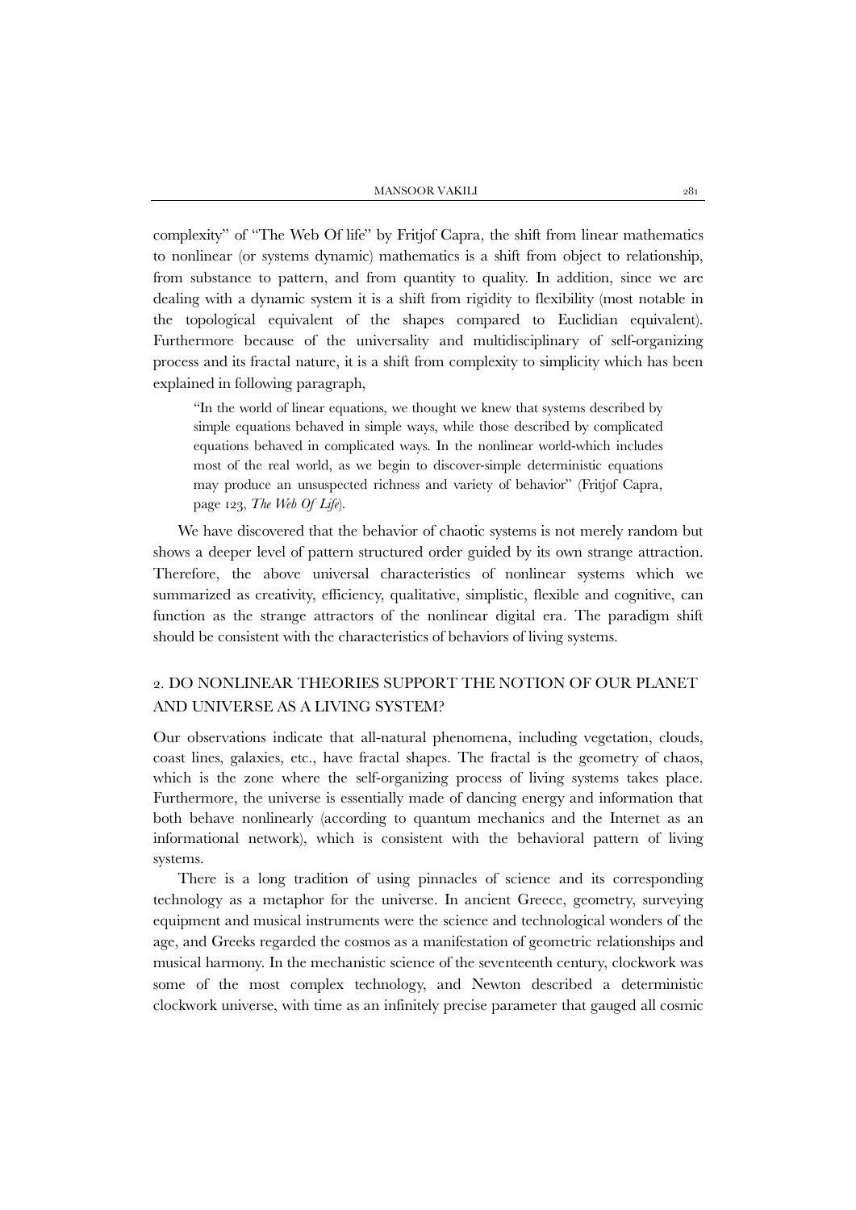complexity" of "The Web Of life" by Fritjof Capra, the shift from linear mathematics to nonlinear (or systems dynamic) mathematics is a shift from object to relationship, from substance to pattern, and from quantity to quality. In addition, since we are dealing with a dynamic system it is a shift from rigidity to flexibility (most notable in the topological equivalent of the shapes compared to Euclidian equivalent). Furthermore because of the universality and multidisciplinary of self-organizing process and its fractal nature, it is a shift from complexity to simplicity which has been explained in following paragraph,

> "In the world of linear equations, we thought we knew that systems described by simple equations behaved in simple ways, while those described by complicated equations behaved in complicated ways. In the nonlinear world-which includes most of the real world, as we begin to discover-simple deterministic equations may produce an unsuspected richness and variety of behavior" (Fritjof Capra, page 123, *The Web Of Life*).

We have discovered that the behavior of chaotic systems is not merely random but shows a deeper level of pattern structured order guided by its own strange attraction. Therefore, the above universal characteristics of nonlinear systems which we summarized as creativity, efficiency, qualitative, simplistic, flexible and cognitive, can function as the strange attractors of the nonlinear digital era. The paradigm shift should be consistent with the characteristics of behaviors of living systems.

## 2. DO NONLINEAR THEORIES SUPPORT THE NOTION OF OUR PLANET AND UNIVERSE AS A LIVING SYSTEM?

Our observations indicate that all-natural phenomena, including vegetation, clouds, coast lines, galaxies, etc., have fractal shapes. The fractal is the geometry of chaos, which is the zone where the self-organizing process of living systems takes place. Furthermore, the universe is essentially made of dancing energy and information that both behave nonlinearly (according to quantum mechanics and the Internet as an informational network), which is consistent with the behavioral pattern of living systems.

There is a long tradition of using pinnacles of science and its corresponding technology as a metaphor for the universe. In ancient Greece, geometry, surveying equipment and musical instruments were the science and technological wonders of the age, and Greeks regarded the cosmos as a manifestation of geometric relationships and musical harmony. In the mechanistic science of the seventeenth century, clockwork was some of the most complex technology, and Newton described a deterministic clockwork universe, with time as an infinitely precise parameter that gauged all cosmic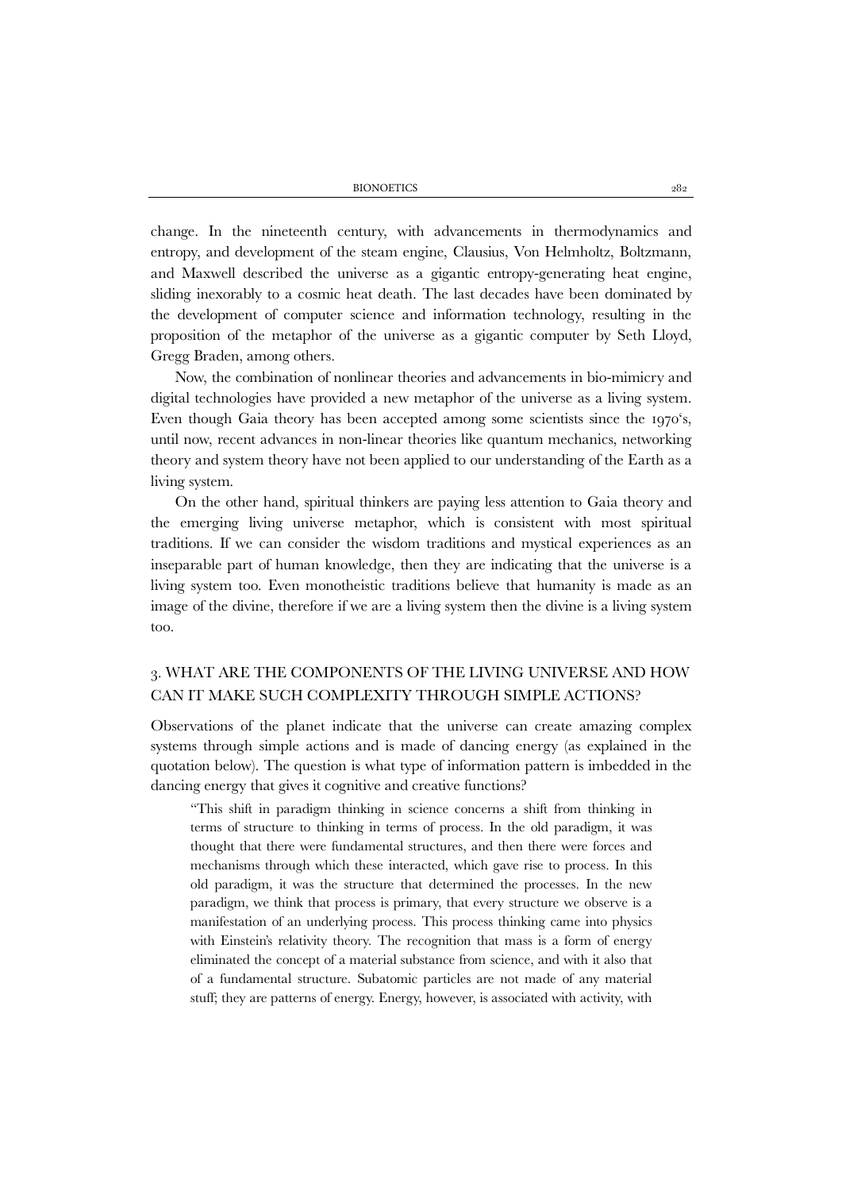change. In the nineteenth century, with advancements in thermodynamics and entropy, and development of the steam engine, Clausius, Von Helmholtz, Boltzmann, and Maxwell described the universe as a gigantic entropy-generating heat engine, sliding inexorably to a cosmic heat death. The last decades have been dominated by the development of computer science and information technology, resulting in the proposition of the metaphor of the universe as a gigantic computer by Seth Lloyd, Gregg Braden, among others.

Now, the combination of nonlinear theories and advancements in bio-mimicry and digital technologies have provided a new metaphor of the universe as a living system. Even though Gaia theory has been accepted among some scientists since the 1970's, until now, recent advances in non-linear theories like quantum mechanics, networking theory and system theory have not been applied to our understanding of the Earth as a living system.

On the other hand, spiritual thinkers are paying less attention to Gaia theory and the emerging living universe metaphor, which is consistent with most spiritual traditions. If we can consider the wisdom traditions and mystical experiences as an inseparable part of human knowledge, then they are indicating that the universe is a living system too. Even monotheistic traditions believe that humanity is made as an image of the divine, therefore if we are a living system then the divine is a living system too.

## 3. WHAT ARE THE COMPONENTS OF THE LIVING UNIVERSE AND HOW CAN IT MAKE SUCH COMPLEXITY THROUGH SIMPLE ACTIONS?

Observations of the planet indicate that the universe can create amazing complex systems through simple actions and is made of dancing energy (as explained in the quotation below). The question is what type of information pattern is imbedded in the dancing energy that gives it cognitive and creative functions?

> "This shift in paradigm thinking in science concerns a shift from thinking in terms of structure to thinking in terms of process. In the old paradigm, it was thought that there were fundamental structures, and then there were forces and mechanisms through which these interacted, which gave rise to process. In this old paradigm, it was the structure that determined the processes. In the new paradigm, we think that process is primary, that every structure we observe is a manifestation of an underlying process. This process thinking came into physics with Einstein's relativity theory. The recognition that mass is a form of energy eliminated the concept of a material substance from science, and with it also that of a fundamental structure. Subatomic particles are not made of any material stuff; they are patterns of energy. Energy, however, is associated with activity, with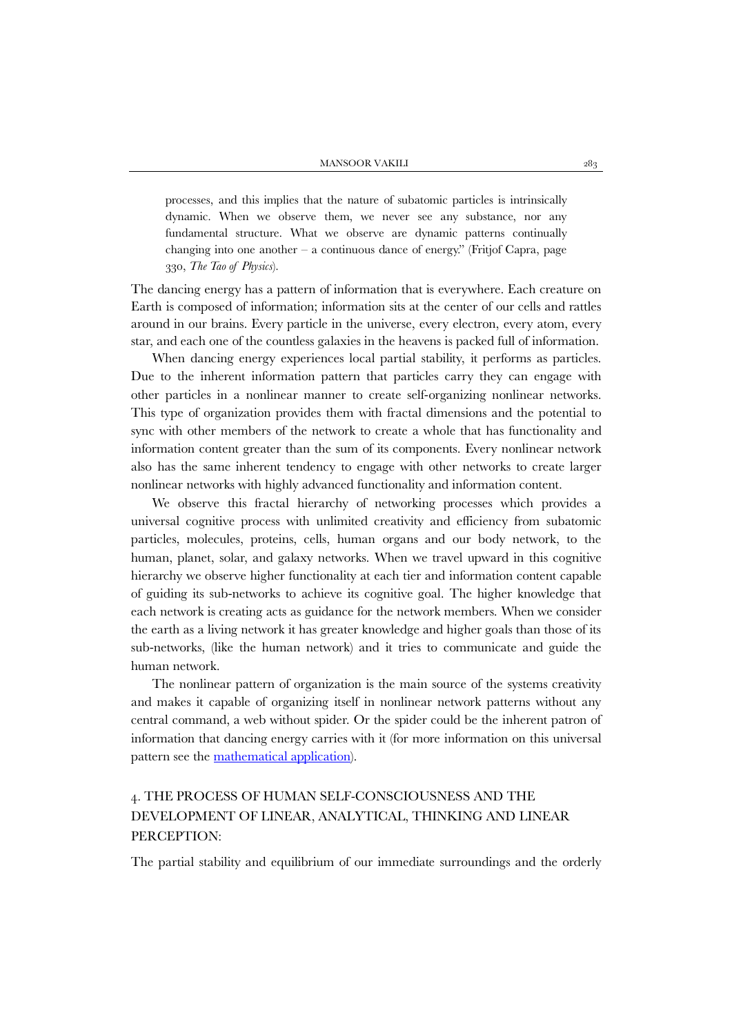> processes, and this implies that the nature of subatomic particles is intrinsically dynamic. When we observe them, we never see any substance, nor any fundamental structure. What we observe are dynamic patterns continually changing into one another – a continuous dance of energy." (Fritjof Capra, page 330, *The Tao of Physics*).

The dancing energy has a pattern of information that is everywhere. Each creature on Earth is composed of information; information sits at the center of our cells and rattles around in our brains. Every particle in the universe, every electron, every atom, every star, and each one of the countless galaxies in the heavens is packed full of information.

When dancing energy experiences local partial stability, it performs as particles. Due to the inherent information pattern that particles carry they can engage with other particles in a nonlinear manner to create self-organizing nonlinear networks. This type of organization provides them with fractal dimensions and the potential to sync with other members of the network to create a whole that has functionality and information content greater than the sum of its components. Every nonlinear network also has the same inherent tendency to engage with other networks to create larger nonlinear networks with highly advanced functionality and information content.

We observe this fractal hierarchy of networking processes which provides a universal cognitive process with unlimited creativity and efficiency from subatomic particles, molecules, proteins, cells, human organs and our body network, to the human, planet, solar, and galaxy networks. When we travel upward in this cognitive hierarchy we observe higher functionality at each tier and information content capable of guiding its sub-networks to achieve its cognitive goal. The higher knowledge that each network is creating acts as guidance for the network members. When we consider the earth as a living network it has greater knowledge and higher goals than those of its sub-networks, (like the human network) and it tries to communicate and guide the human network.

The nonlinear pattern of organization is the main source of the systems creativity and makes it capable of organizing itself in nonlinear network patterns without any central command, a web without spider. Or the spider could be the inherent patron of information that dancing energy carries with it (for more information on this universal pattern see the mathematical application).

## 4. THE PROCESS OF HUMAN SELF-CONSCIOUSNESS AND THE DEVELOPMENT OF LINEAR, ANALYTICAL, THINKING AND LINEAR PERCEPTION:

The partial stability and equilibrium of our immediate surroundings and the orderly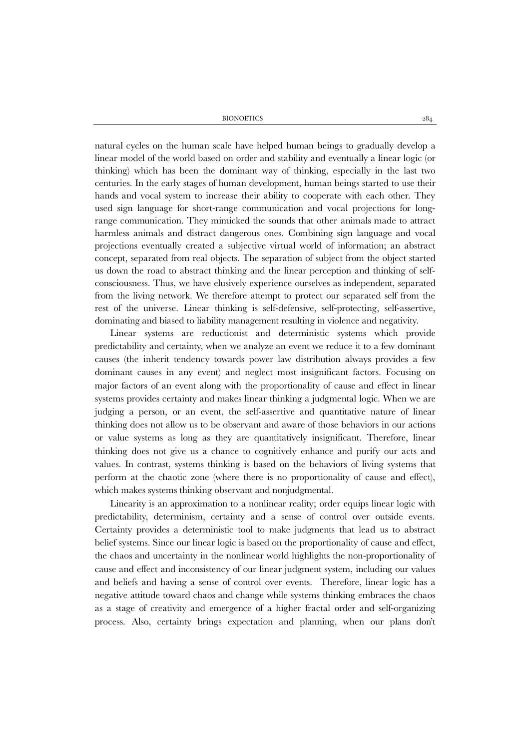natural cycles on the human scale have helped human beings to gradually develop a linear model of the world based on order and stability and eventually a linear logic (or thinking) which has been the dominant way of thinking, especially in the last two centuries. In the early stages of human development, human beings started to use their hands and vocal system to increase their ability to cooperate with each other. They used sign language for short-range communication and vocal projections for long-range communication. They mimicked the sounds that other animals made to attract harmless animals and distract dangerous ones. Combining sign language and vocal projections eventually created a subjective virtual world of information; an abstract concept, separated from real objects. The separation of subject from the object started us down the road to abstract thinking and the linear perception and thinking of self-consciousness. Thus, we have elusively experience ourselves as independent, separated from the living network. We therefore attempt to protect our separated self from the rest of the universe. Linear thinking is self-defensive, self-protecting, self-assertive, dominating and biased to liability management resulting in violence and negativity.

Linear systems are reductionist and deterministic systems which provide predictability and certainty, when we analyze an event we reduce it to a few dominant causes (the inherit tendency towards power law distribution always provides a few dominant causes in any event) and neglect most insignificant factors. Focusing on major factors of an event along with the proportionality of cause and effect in linear systems provides certainty and makes linear thinking a judgmental logic. When we are judging a person, or an event, the self-assertive and quantitative nature of linear thinking does not allow us to be observant and aware of those behaviors in our actions or value systems as long as they are quantitatively insignificant. Therefore, linear thinking does not give us a chance to cognitively enhance and purify our acts and values. In contrast, systems thinking is based on the behaviors of living systems that perform at the chaotic zone (where there is no proportionality of cause and effect), which makes systems thinking observant and nonjudgmental.

Linearity is an approximation to a nonlinear reality; order equips linear logic with predictability, determinism, certainty and a sense of control over outside events. Certainty provides a deterministic tool to make judgments that lead us to abstract belief systems. Since our linear logic is based on the proportionality of cause and effect, the chaos and uncertainty in the nonlinear world highlights the non-proportionality of cause and effect and inconsistency of our linear judgment system, including our values and beliefs and having a sense of control over events. Therefore, linear logic has a negative attitude toward chaos and change while systems thinking embraces the chaos as a stage of creativity and emergence of a higher fractal order and self-organizing process. Also, certainty brings expectation and planning, when our plans don't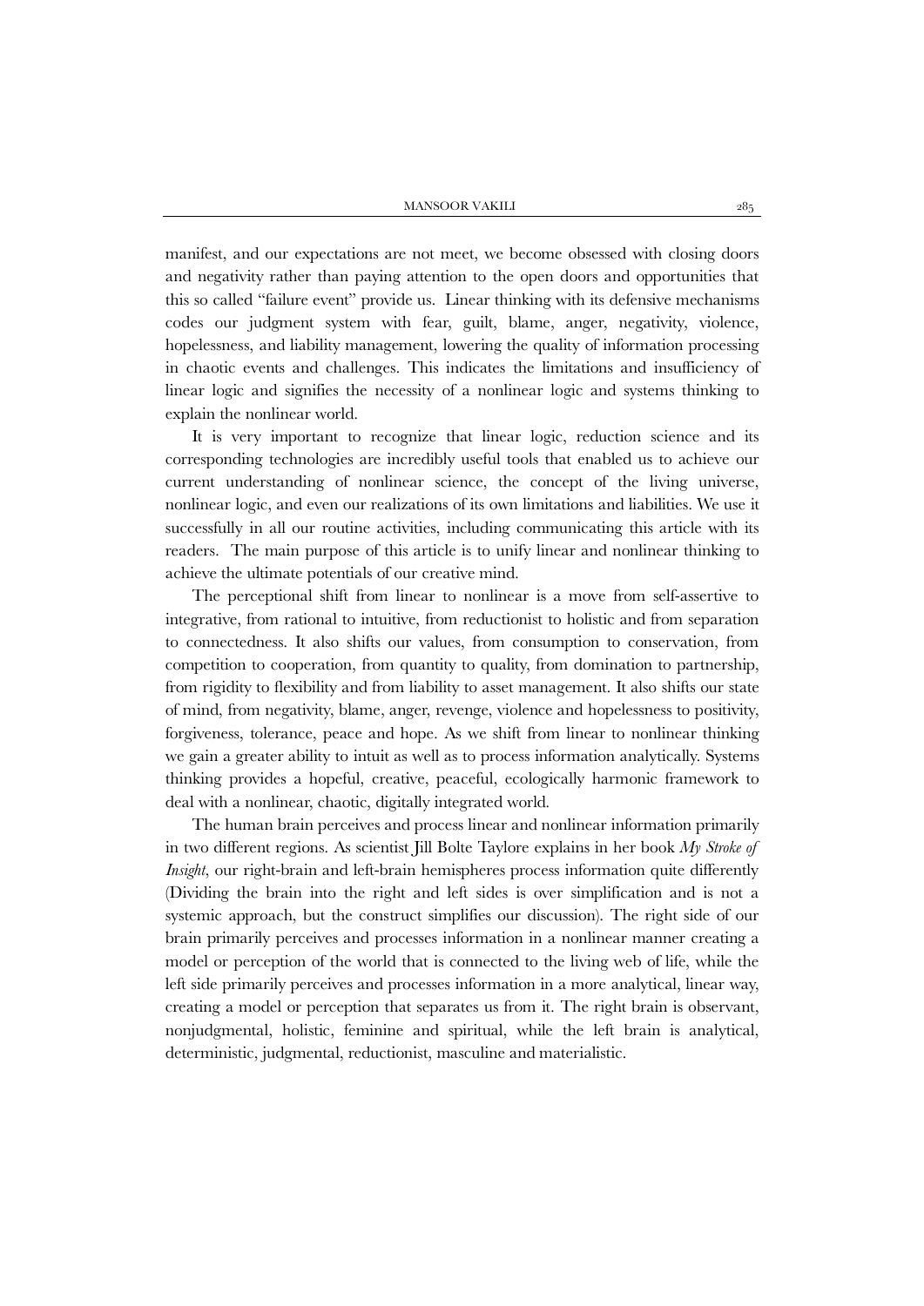manifest, and our expectations are not meet, we become obsessed with closing doors and negativity rather than paying attention to the open doors and opportunities that this so called "failure event" provide us. Linear thinking with its defensive mechanisms codes our judgment system with fear, guilt, blame, anger, negativity, violence, hopelessness, and liability management, lowering the quality of information processing in chaotic events and challenges. This indicates the limitations and insufficiency of linear logic and signifies the necessity of a nonlinear logic and systems thinking to explain the nonlinear world.

It is very important to recognize that linear logic, reduction science and its corresponding technologies are incredibly useful tools that enabled us to achieve our current understanding of nonlinear science, the concept of the living universe, nonlinear logic, and even our realizations of its own limitations and liabilities. We use it successfully in all our routine activities, including communicating this article with its readers. The main purpose of this article is to unify linear and nonlinear thinking to achieve the ultimate potentials of our creative mind.

The perceptional shift from linear to nonlinear is a move from self-assertive to integrative, from rational to intuitive, from reductionist to holistic and from separation to connectedness. It also shifts our values, from consumption to conservation, from competition to cooperation, from quantity to quality, from domination to partnership, from rigidity to flexibility and from liability to asset management. It also shifts our state of mind, from negativity, blame, anger, revenge, violence and hopelessness to positivity, forgiveness, tolerance, peace and hope. As we shift from linear to nonlinear thinking we gain a greater ability to intuit as well as to process information analytically. Systems thinking provides a hopeful, creative, peaceful, ecologically harmonic framework to deal with a nonlinear, chaotic, digitally integrated world.

The human brain perceives and process linear and nonlinear information primarily in two different regions. As scientist Jill Bolte Taylore explains in her book *My Stroke of Insight*, our right-brain and left-brain hemispheres process information quite differently (Dividing the brain into the right and left sides is over simplification and is not a systemic approach, but the construct simplifies our discussion). The right side of our brain primarily perceives and processes information in a nonlinear manner creating a model or perception of the world that is connected to the living web of life, while the left side primarily perceives and processes information in a more analytical, linear way, creating a model or perception that separates us from it. The right brain is observant, nonjudgmental, holistic, feminine and spiritual, while the left brain is analytical, deterministic, judgmental, reductionist, masculine and materialistic.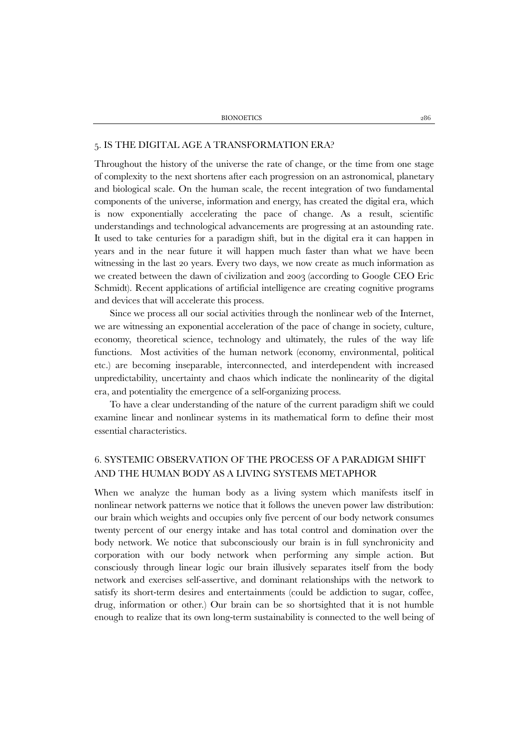## 5. IS THE DIGITAL AGE A TRANSFORMATION ERA?

Throughout the history of the universe the rate of change, or the time from one stage of complexity to the next shortens after each progression on an astronomical, planetary and biological scale. On the human scale, the recent integration of two fundamental components of the universe, information and energy, has created the digital era, which is now exponentially accelerating the pace of change. As a result, scientific understandings and technological advancements are progressing at an astounding rate. It used to take centuries for a paradigm shift, but in the digital era it can happen in years and in the near future it will happen much faster than what we have been witnessing in the last 20 years. Every two days, we now create as much information as we created between the dawn of civilization and 2003 (according to Google CEO Eric Schmidt). Recent applications of artificial intelligence are creating cognitive programs and devices that will accelerate this process.

Since we process all our social activities through the nonlinear web of the Internet, we are witnessing an exponential acceleration of the pace of change in society, culture, economy, theoretical science, technology and ultimately, the rules of the way life functions. Most activities of the human network (economy, environmental, political etc.) are becoming inseparable, interconnected, and interdependent with increased unpredictability, uncertainty and chaos which indicate the nonlinearity of the digital era, and potentiality the emergence of a self-organizing process.

To have a clear understanding of the nature of the current paradigm shift we could examine linear and nonlinear systems in its mathematical form to define their most essential characteristics.

## 6. SYSTEMIC OBSERVATION OF THE PROCESS OF A PARADIGM SHIFT AND THE HUMAN BODY AS A LIVING SYSTEMS METAPHOR

When we analyze the human body as a living system which manifests itself in nonlinear network patterns we notice that it follows the uneven power law distribution: our brain which weights and occupies only five percent of our body network consumes twenty percent of our energy intake and has total control and domination over the body network. We notice that subconsciously our brain is in full synchronicity and corporation with our body network when performing any simple action. But consciously through linear logic our brain illusively separates itself from the body network and exercises self-assertive, and dominant relationships with the network to satisfy its short-term desires and entertainments (could be addiction to sugar, coffee, drug, information or other.) Our brain can be so shortsighted that it is not humble enough to realize that its own long-term sustainability is connected to the well being of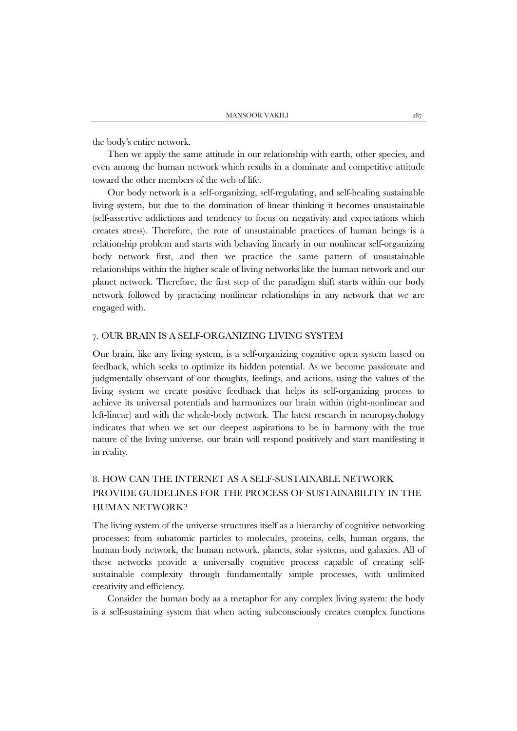the body's entire network.

Then we apply the same attitude in our relationship with earth, other species, and even among the human network which results in a dominate and competitive attitude toward the other members of the web of life.

Our body network is a self-organizing, self-regulating, and self-healing sustainable living system, but due to the domination of linear thinking it becomes unsustainable (self-assertive addictions and tendency to focus on negativity and expectations which creates stress). Therefore, the rote of unsustainable practices of human beings is a relationship problem and starts with behaving linearly in our nonlinear self-organizing body network first, and then we practice the same pattern of unsustainable relationships within the higher scale of living networks like the human network and our planet network. Therefore, the first step of the paradigm shift starts within our body network followed by practicing nonlinear relationships in any network that we are engaged with.

## 7. OUR BRAIN IS A SELF-ORGANIZING LIVING SYSTEM

Our brain, like any living system, is a self-organizing cognitive open system based on feedback, which seeks to optimize its hidden potential. As we become passionate and judgmentally observant of our thoughts, feelings, and actions, using the values of the living system we create positive feedback that helps its self-organizing process to achieve its universal potentials and harmonizes our brain within (right-nonlinear and left-linear) and with the whole-body network. The latest research in neuropsychology indicates that when we set our deepest aspirations to be in harmony with the true nature of the living universe, our brain will respond positively and start manifesting it in reality.

## 8. HOW CAN THE INTERNET AS A SELF-SUSTAINABLE NETWORK PROVIDE GUIDELINES FOR THE PROCESS OF SUSTAINABILITY IN THE HUMAN NETWORK?

The living system of the universe structures itself as a hierarchy of cognitive networking processes: from subatomic particles to molecules, proteins, cells, human organs, the human body network, the human network, planets, solar systems, and galaxies. All of these networks provide a universally cognitive process capable of creating self-sustainable complexity through fundamentally simple processes, with unlimited creativity and efficiency.

Consider the human body as a metaphor for any complex living system: the body is a self-sustaining system that when acting subconsciously creates complex functions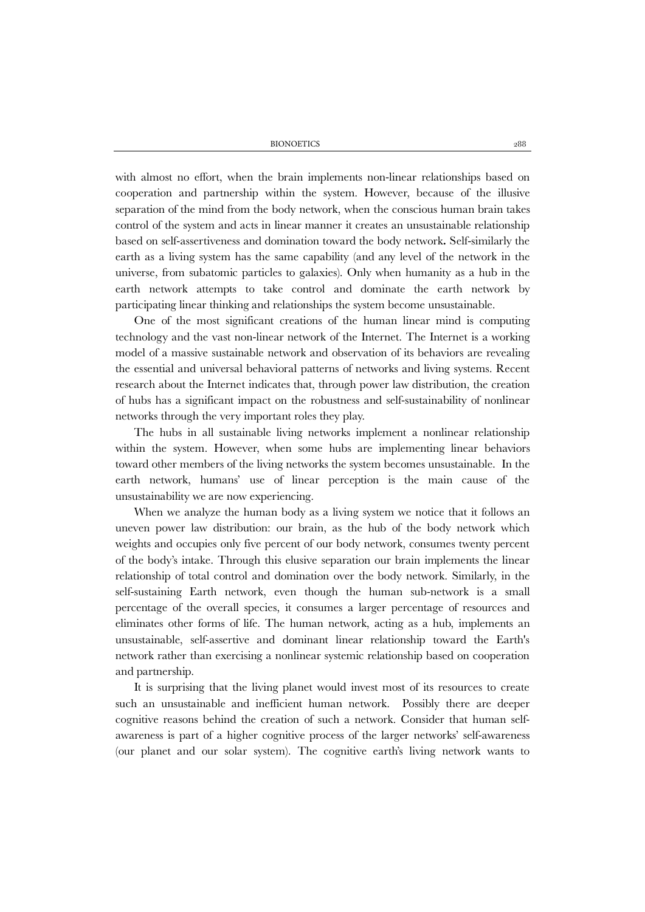with almost no effort, when the brain implements non-linear relationships based on cooperation and partnership within the system. However, because of the illusive separation of the mind from the body network, when the conscious human brain takes control of the system and acts in linear manner it creates an unsustainable relationship based on self-assertiveness and domination toward the body network**.** Self-similarly the earth as a living system has the same capability (and any level of the network in the universe, from subatomic particles to galaxies). Only when humanity as a hub in the earth network attempts to take control and dominate the earth network by participating linear thinking and relationships the system become unsustainable.

One of the most significant creations of the human linear mind is computing technology and the vast non-linear network of the Internet. The Internet is a working model of a massive sustainable network and observation of its behaviors are revealing the essential and universal behavioral patterns of networks and living systems. Recent research about the Internet indicates that, through power law distribution, the creation of hubs has a significant impact on the robustness and self-sustainability of nonlinear networks through the very important roles they play.

The hubs in all sustainable living networks implement a nonlinear relationship within the system. However, when some hubs are implementing linear behaviors toward other members of the living networks the system becomes unsustainable. In the earth network, humans' use of linear perception is the main cause of the unsustainability we are now experiencing.

When we analyze the human body as a living system we notice that it follows an uneven power law distribution: our brain, as the hub of the body network which weights and occupies only five percent of our body network, consumes twenty percent of the body's intake. Through this elusive separation our brain implements the linear relationship of total control and domination over the body network. Similarly, in the self-sustaining Earth network, even though the human sub-network is a small percentage of the overall species, it consumes a larger percentage of resources and eliminates other forms of life. The human network, acting as a hub, implements an unsustainable, self-assertive and dominant linear relationship toward the Earth's network rather than exercising a nonlinear systemic relationship based on cooperation and partnership.

It is surprising that the living planet would invest most of its resources to create such an unsustainable and inefficient human network. Possibly there are deeper cognitive reasons behind the creation of such a network. Consider that human self-awareness is part of a higher cognitive process of the larger networks' self-awareness (our planet and our solar system). The cognitive earth's living network wants to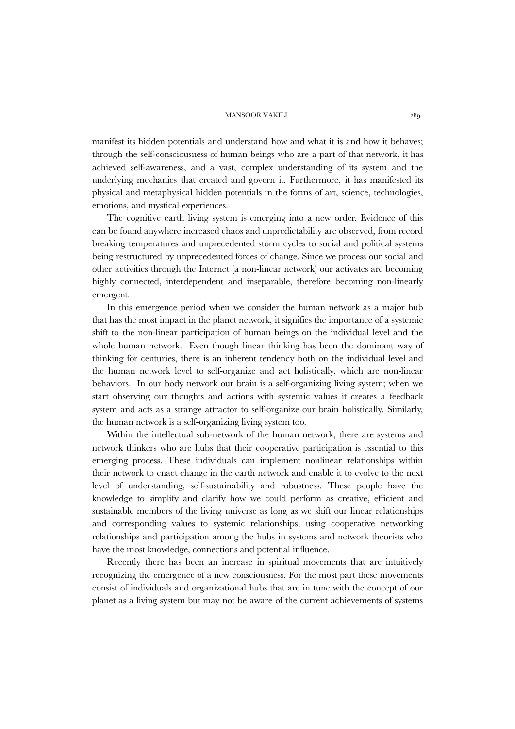manifest its hidden potentials and understand how and what it is and how it behaves; through the self-consciousness of human beings who are a part of that network, it has achieved self-awareness, and a vast, complex understanding of its system and the underlying mechanics that created and govern it. Furthermore, it has manifested its physical and metaphysical hidden potentials in the forms of art, science, technologies, emotions, and mystical experiences.

The cognitive earth living system is emerging into a new order. Evidence of this can be found anywhere increased chaos and unpredictability are observed, from record breaking temperatures and unprecedented storm cycles to social and political systems being restructured by unprecedented forces of change. Since we process our social and other activities through the Internet (a non-linear network) our activates are becoming highly connected, interdependent and inseparable, therefore becoming non-linearly emergent.

In this emergence period when we consider the human network as a major hub that has the most impact in the planet network, it signifies the importance of a systemic shift to the non-linear participation of human beings on the individual level and the whole human network. Even though linear thinking has been the dominant way of thinking for centuries, there is an inherent tendency both on the individual level and the human network level to self-organize and act holistically, which are non-linear behaviors. In our body network our brain is a self-organizing living system; when we start observing our thoughts and actions with systemic values it creates a feedback system and acts as a strange attractor to self-organize our brain holistically. Similarly, the human network is a self-organizing living system too.

Within the intellectual sub-network of the human network, there are systems and network thinkers who are hubs that their cooperative participation is essential to this emerging process. These individuals can implement nonlinear relationships within their network to enact change in the earth network and enable it to evolve to the next level of understanding, self-sustainability and robustness. These people have the knowledge to simplify and clarify how we could perform as creative, efficient and sustainable members of the living universe as long as we shift our linear relationships and corresponding values to systemic relationships, using cooperative networking relationships and participation among the hubs in systems and network theorists who have the most knowledge, connections and potential influence.

Recently there has been an increase in spiritual movements that are intuitively recognizing the emergence of a new consciousness. For the most part these movements consist of individuals and organizational hubs that are in tune with the concept of our planet as a living system but may not be aware of the current achievements of systems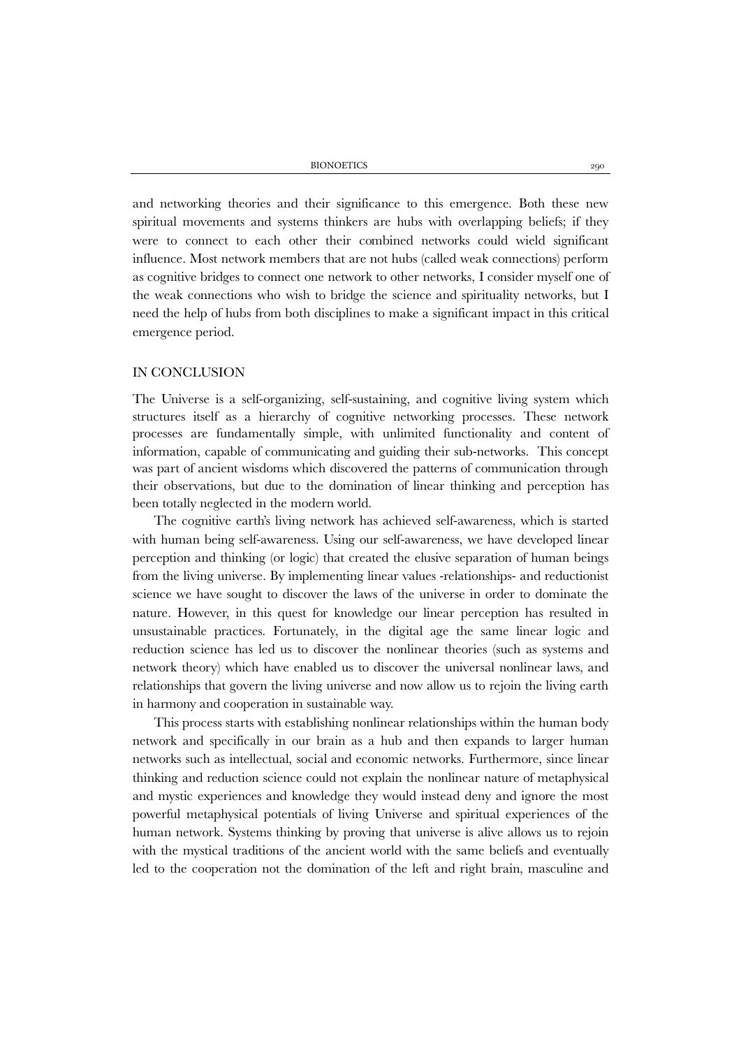and networking theories and their significance to this emergence. Both these new spiritual movements and systems thinkers are hubs with overlapping beliefs; if they were to connect to each other their combined networks could wield significant influence. Most network members that are not hubs (called weak connections) perform as cognitive bridges to connect one network to other networks, I consider myself one of the weak connections who wish to bridge the science and spirituality networks, but I need the help of hubs from both disciplines to make a significant impact in this critical emergence period.

## IN CONCLUSION

The Universe is a self-organizing, self-sustaining, and cognitive living system which structures itself as a hierarchy of cognitive networking processes. These network processes are fundamentally simple, with unlimited functionality and content of information, capable of communicating and guiding their sub-networks. This concept was part of ancient wisdoms which discovered the patterns of communication through their observations, but due to the domination of linear thinking and perception has been totally neglected in the modern world.

The cognitive earth's living network has achieved self-awareness, which is started with human being self-awareness. Using our self-awareness, we have developed linear perception and thinking (or logic) that created the elusive separation of human beings from the living universe. By implementing linear values -relationships- and reductionist science we have sought to discover the laws of the universe in order to dominate the nature. However, in this quest for knowledge our linear perception has resulted in unsustainable practices. Fortunately, in the digital age the same linear logic and reduction science has led us to discover the nonlinear theories (such as systems and network theory) which have enabled us to discover the universal nonlinear laws, and relationships that govern the living universe and now allow us to rejoin the living earth in harmony and cooperation in sustainable way.

This process starts with establishing nonlinear relationships within the human body network and specifically in our brain as a hub and then expands to larger human networks such as intellectual, social and economic networks. Furthermore, since linear thinking and reduction science could not explain the nonlinear nature of metaphysical and mystic experiences and knowledge they would instead deny and ignore the most powerful metaphysical potentials of living Universe and spiritual experiences of the human network. Systems thinking by proving that universe is alive allows us to rejoin with the mystical traditions of the ancient world with the same beliefs and eventually led to the cooperation not the domination of the left and right brain, masculine and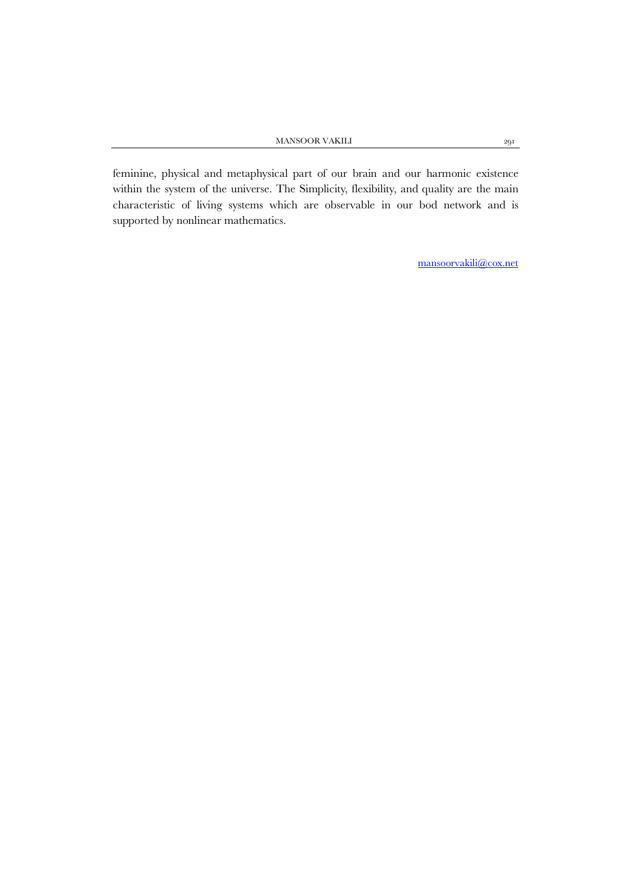feminine, physical and metaphysical part of our brain and our harmonic existence within the system of the universe. The Simplicity, flexibility, and quality are the main characteristic of living systems which are observable in our bod network and is supported by nonlinear mathematics.

mansoorvakili@cox.net